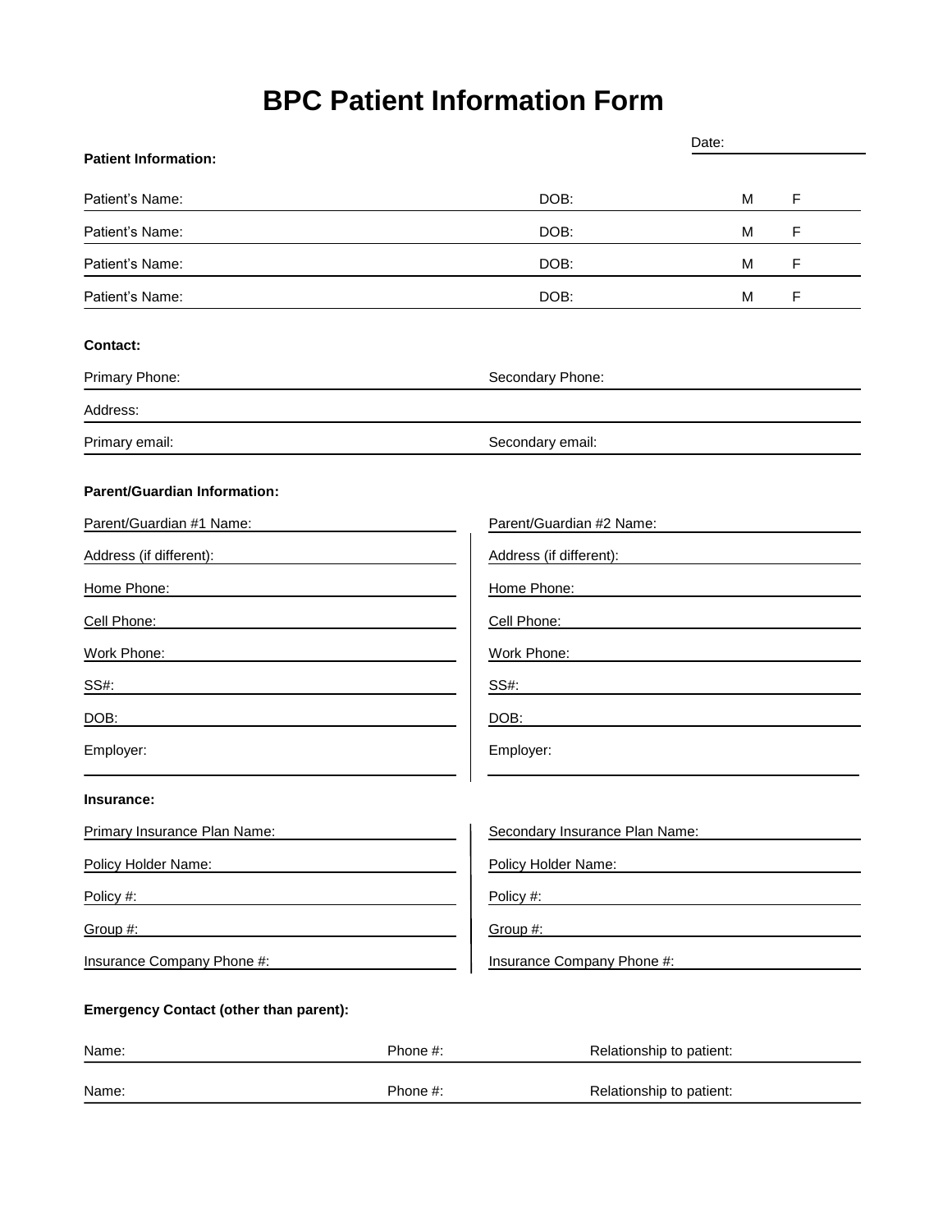# BPC Patient Information Form

Date: \_\_\_\_\_\_\_\_\_\_\_\_

**Patient Information:**

Patient's Name: DOB: M F

Patient's Name: DOB: M F

Patient's Name: DOB: M F

Patient's Name: DOB: M F

**Contact:**

Primary Phone: Secondary Phone:

Address:

Primary email: Secondary email:

**Parent/Guardian Information:**

| Parent/Guardian #1 | Parent/Guardian #2 |
|---|---|
| Parent/Guardian #1 Name: | Parent/Guardian #2 Name: |
| Address (if different): | Address (if different): |
| Home Phone: | Home Phone: |
| Cell Phone: | Cell Phone: |
| Work Phone: | Work Phone: |
| SS#: | SS#: |
| DOB: | DOB: |
| Employer: | Employer: |

**Insurance:**

| Primary | Secondary |
|---|---|
| Primary Insurance Plan Name: | Secondary Insurance Plan Name: |
| Policy Holder Name: | Policy Holder Name: |
| Policy #: | Policy #: |
| Group #: | Group #: |
| Insurance Company Phone #: | Insurance Company Phone #: |

**Emergency Contact (other than parent):**

Name: Phone #: Relationship to patient:

Name: Phone #: Relationship to patient: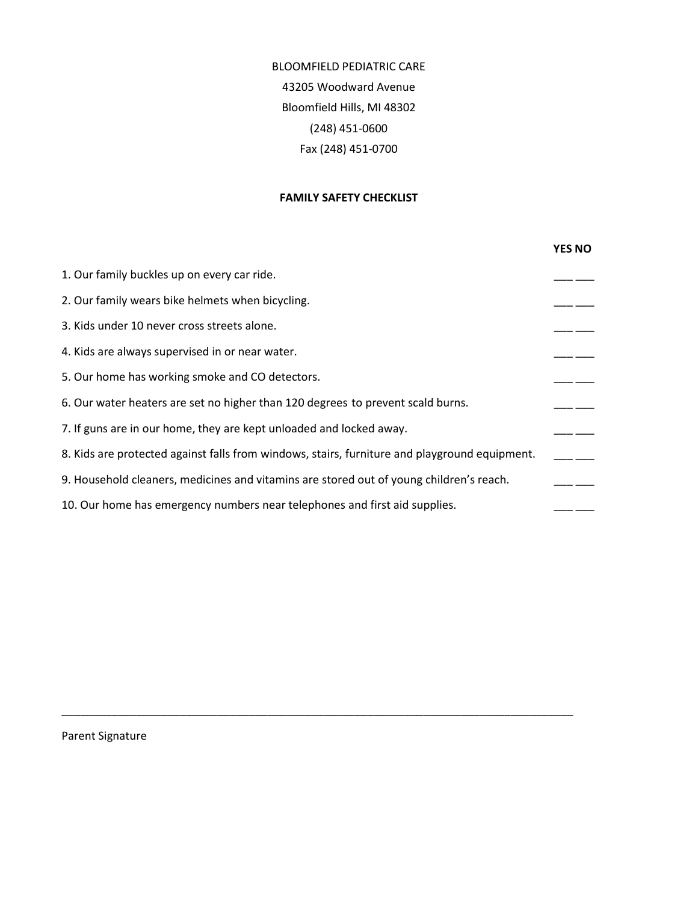BLOOMFIELD PEDIATRIC CARE
43205 Woodward Avenue
Bloomfield Hills, MI 48302
(248) 451-0600
Fax (248) 451-0700

**FAMILY SAFETY CHECKLIST**

| | YES | NO |
|---|---|---|
| 1. Our family buckles up on every car ride. | ___ | ___ |
| 2. Our family wears bike helmets when bicycling. | ___ | ___ |
| 3. Kids under 10 never cross streets alone. | ___ | ___ |
| 4. Kids are always supervised in or near water. | ___ | ___ |
| 5. Our home has working smoke and CO detectors. | ___ | ___ |
| 6. Our water heaters are set no higher than 120 degrees to prevent scald burns. | ___ | ___ |
| 7. If guns are in our home, they are kept unloaded and locked away. | ___ | ___ |
| 8. Kids are protected against falls from windows, stairs, furniture and playground equipment. | ___ | ___ |
| 9. Household cleaners, medicines and vitamins are stored out of young children's reach. | ___ | ___ |
| 10. Our home has emergency numbers near telephones and first aid supplies. | ___ | ___ |

_____________________________________________________________________________

Parent Signature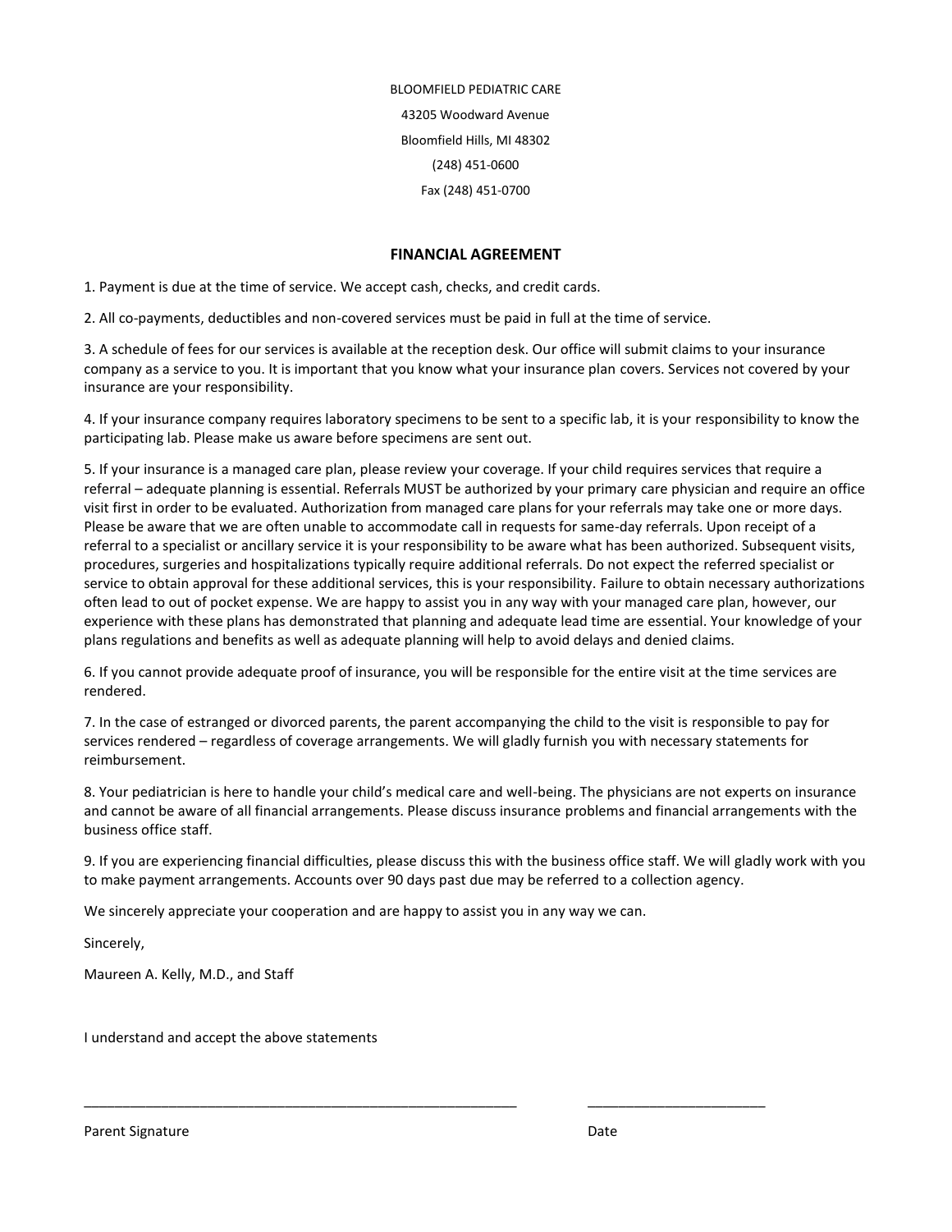BLOOMFIELD PEDIATRIC CARE

43205 Woodward Avenue

Bloomfield Hills, MI 48302

(248) 451-0600

Fax (248) 451-0700

## FINANCIAL AGREEMENT

1. Payment is due at the time of service. We accept cash, checks, and credit cards.

2. All co-payments, deductibles and non-covered services must be paid in full at the time of service.

3. A schedule of fees for our services is available at the reception desk. Our office will submit claims to your insurance company as a service to you. It is important that you know what your insurance plan covers. Services not covered by your insurance are your responsibility.

4. If your insurance company requires laboratory specimens to be sent to a specific lab, it is your responsibility to know the participating lab. Please make us aware before specimens are sent out.

5. If your insurance is a managed care plan, please review your coverage. If your child requires services that require a referral – adequate planning is essential. Referrals MUST be authorized by your primary care physician and require an office visit first in order to be evaluated. Authorization from managed care plans for your referrals may take one or more days. Please be aware that we are often unable to accommodate call in requests for same-day referrals. Upon receipt of a referral to a specialist or ancillary service it is your responsibility to be aware what has been authorized. Subsequent visits, procedures, surgeries and hospitalizations typically require additional referrals. Do not expect the referred specialist or service to obtain approval for these additional services, this is your responsibility. Failure to obtain necessary authorizations often lead to out of pocket expense. We are happy to assist you in any way with your managed care plan, however, our experience with these plans has demonstrated that planning and adequate lead time are essential. Your knowledge of your plans regulations and benefits as well as adequate planning will help to avoid delays and denied claims.

6. If you cannot provide adequate proof of insurance, you will be responsible for the entire visit at the time services are rendered.

7. In the case of estranged or divorced parents, the parent accompanying the child to the visit is responsible to pay for services rendered – regardless of coverage arrangements. We will gladly furnish you with necessary statements for reimbursement.

8. Your pediatrician is here to handle your child's medical care and well-being. The physicians are not experts on insurance and cannot be aware of all financial arrangements. Please discuss insurance problems and financial arrangements with the business office staff.

9. If you are experiencing financial difficulties, please discuss this with the business office staff. We will gladly work with you to make payment arrangements. Accounts over 90 days past due may be referred to a collection agency.

We sincerely appreciate your cooperation and are happy to assist you in any way we can.

Sincerely,

Maureen A. Kelly, M.D., and Staff

I understand and accept the above statements

\_\_\_\_\_\_\_\_\_\_\_\_\_\_\_\_\_\_\_\_\_\_\_\_\_\_\_\_\_\_\_\_\_\_\_\_\_\_\_\_\_\_\_\_\_\_\_\_\_\_\_\_\_\_\_\_ \_\_\_\_\_\_\_\_\_\_\_\_\_\_\_\_\_\_\_\_\_\_\_\_

Parent Signature Date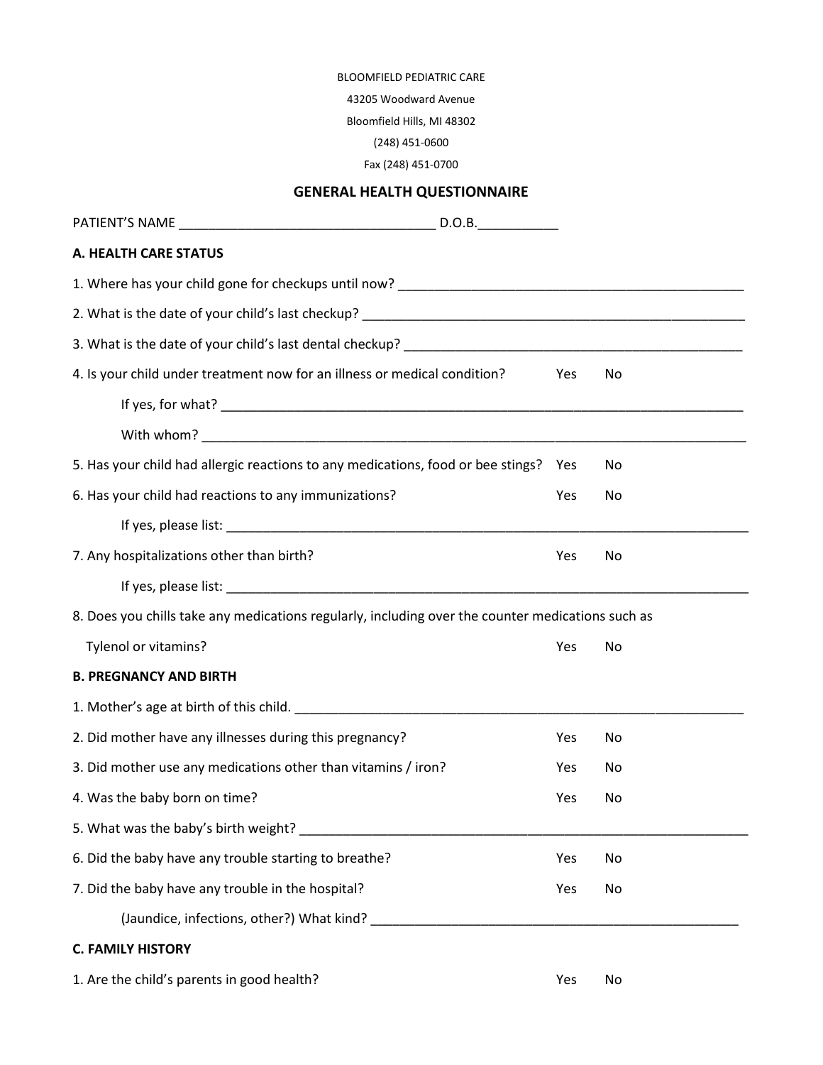BLOOMFIELD PEDIATRIC CARE

43205 Woodward Avenue

Bloomfield Hills, MI 48302

(248) 451-0600

Fax (248) 451-0700

## GENERAL HEALTH QUESTIONNAIRE

PATIENT'S NAME __________________________________ D.O.B.___________

### A. HEALTH CARE STATUS

1. Where has your child gone for checkups until now? ________________________________________________

2. What is the date of your child's last checkup? ____________________________________________________

3. What is the date of your child's last dental checkup? _______________________________________________

4. Is your child under treatment now for an illness or medical condition? Yes No

   If yes, for what? ___________________________________________________________________________

   With whom? _______________________________________________________________________________

5. Has your child had allergic reactions to any medications, food or bee stings? Yes No

6. Has your child had reactions to any immunizations? Yes No

   If yes, please list: __________________________________________________________________________

7. Any hospitalizations other than birth? Yes No

   If yes, please list: __________________________________________________________________________

8. Does you chills take any medications regularly, including over the counter medications such as Tylenol or vitamins? Yes No

### B. PREGNANCY AND BIRTH

1. Mother's age at birth of this child. ______________________________________________________________

2. Did mother have any illnesses during this pregnancy? Yes No

3. Did mother use any medications other than vitamins / iron? Yes No

4. Was the baby born on time? Yes No

5. What was the baby's birth weight? _______________________________________________________________

6. Did the baby have any trouble starting to breathe? Yes No

7. Did the baby have any trouble in the hospital? Yes No

   (Jaundice, infections, other?) What kind? ___________________________________________________

### C. FAMILY HISTORY

1. Are the child's parents in good health? Yes No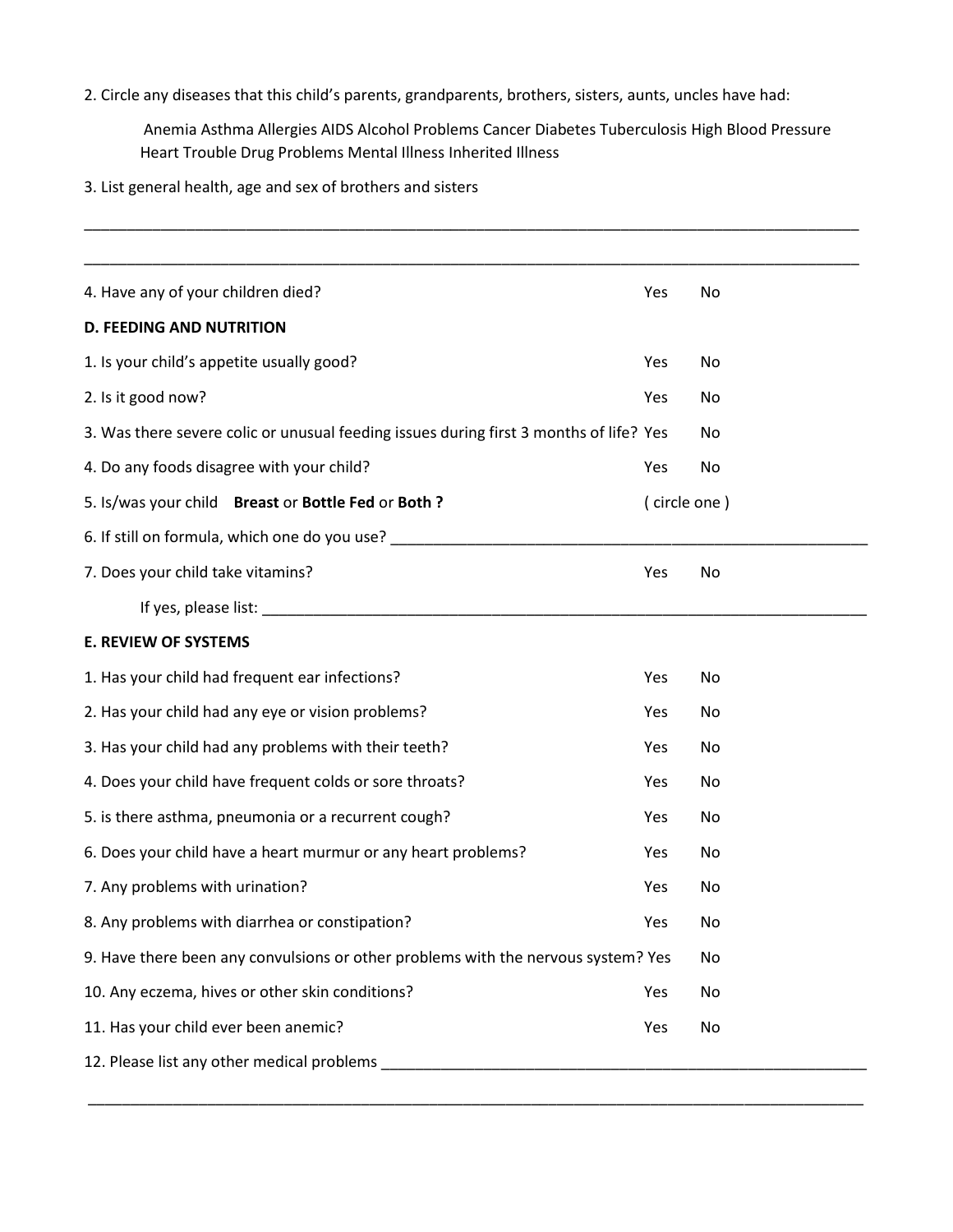2. Circle any diseases that this child's parents, grandparents, brothers, sisters, aunts, uncles have had:

Anemia Asthma Allergies AIDS Alcohol Problems Cancer Diabetes Tuberculosis High Blood Pressure Heart Trouble Drug Problems Mental Illness Inherited Illness

3. List general health, age and sex of brothers and sisters

______________________________________________________________________________________

______________________________________________________________________________________

4. Have any of your children died? Yes No

**D. FEEDING AND NUTRITION**

1. Is your child's appetite usually good? Yes No

2. Is it good now? Yes No

3. Was there severe colic or unusual feeding issues during first 3 months of life? Yes No

4. Do any foods disagree with your child? Yes No

5. Is/was your child **Breast** or **Bottle Fed** or **Both ?** ( circle one )

6. If still on formula, which one do you use? ______________________________________________

7. Does your child take vitamins? Yes No

If yes, please list: ______________________________________________________________

**E. REVIEW OF SYSTEMS**

1. Has your child had frequent ear infections? Yes No

2. Has your child had any eye or vision problems? Yes No

3. Has your child had any problems with their teeth? Yes No

4. Does your child have frequent colds or sore throats? Yes No

5. is there asthma, pneumonia or a recurrent cough? Yes No

6. Does your child have a heart murmur or any heart problems? Yes No

7. Any problems with urination? Yes No

8. Any problems with diarrhea or constipation? Yes No

9. Have there been any convulsions or other problems with the nervous system? Yes No

10. Any eczema, hives or other skin conditions? Yes No

11. Has your child ever been anemic? Yes No

12. Please list any other medical problems ______________________________________________

______________________________________________________________________________________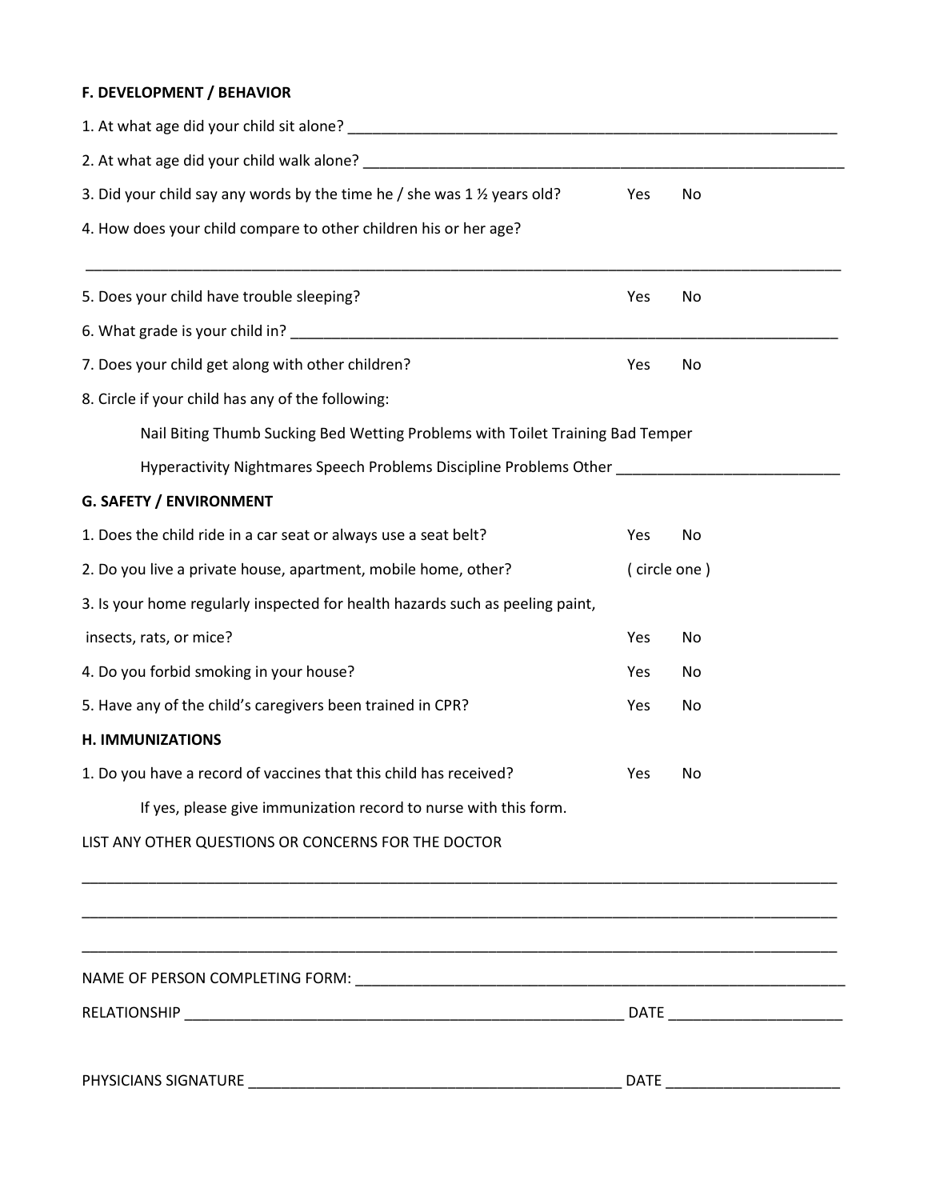**F. DEVELOPMENT / BEHAVIOR**

1. At what age did your child sit alone? ____________________________________________________________

2. At what age did your child walk alone? ____________________________________________________________

3. Did your child say any words by the time he / she was 1 ½ years old? Yes No

4. How does your child compare to other children his or her age?

______________________________________________________________________________________________

5. Does your child have trouble sleeping? Yes No

6. What grade is your child in? ____________________________________________________________________

7. Does your child get along with other children? Yes No

8. Circle if your child has any of the following:

   Nail Biting Thumb Sucking Bed Wetting Problems with Toilet Training Bad Temper

   Hyperactivity Nightmares Speech Problems Discipline Problems Other __________________________

**G. SAFETY / ENVIRONMENT**

1. Does the child ride in a car seat or always use a seat belt? Yes No

2. Do you live a private house, apartment, mobile home, other? ( circle one )

3. Is your home regularly inspected for health hazards such as peeling paint, insects, rats, or mice? Yes No

4. Do you forbid smoking in your house? Yes No

5. Have any of the child's caregivers been trained in CPR? Yes No

**H. IMMUNIZATIONS**

1. Do you have a record of vaccines that this child has received? Yes No

   If yes, please give immunization record to nurse with this form.

LIST ANY OTHER QUESTIONS OR CONCERNS FOR THE DOCTOR

______________________________________________________________________________________________

______________________________________________________________________________________________

______________________________________________________________________________________________

NAME OF PERSON COMPLETING FORM: ____________________________________________________________

RELATIONSHIP _______________________________________________________ DATE ____________________

PHYSICIANS SIGNATURE _____________________________________________ DATE ____________________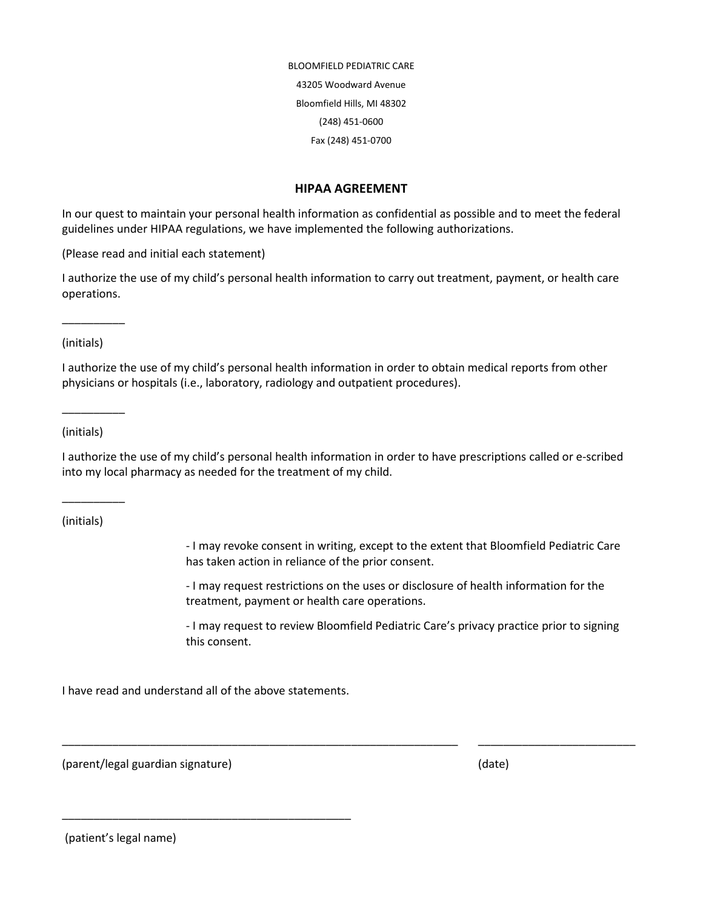BLOOMFIELD PEDIATRIC CARE

43205 Woodward Avenue

Bloomfield Hills, MI 48302

(248) 451-0600

Fax (248) 451-0700

## HIPAA AGREEMENT

In our quest to maintain your personal health information as confidential as possible and to meet the federal guidelines under HIPAA regulations, we have implemented the following authorizations.

(Please read and initial each statement)

I authorize the use of my child's personal health information to carry out treatment, payment, or health care operations.

__________

(initials)

I authorize the use of my child's personal health information in order to obtain medical reports from other physicians or hospitals (i.e., laboratory, radiology and outpatient procedures).

__________

(initials)

I authorize the use of my child's personal health information in order to have prescriptions called or e-scribed into my local pharmacy as needed for the treatment of my child.

__________

(initials)

- I may revoke consent in writing, except to the extent that Bloomfield Pediatric Care has taken action in reliance of the prior consent.
- I may request restrictions on the uses or disclosure of health information for the treatment, payment or health care operations.
- I may request to review Bloomfield Pediatric Care's privacy practice prior to signing this consent.

I have read and understand all of the above statements.

_________________________________________________________________ _________________________

(parent/legal guardian signature) (date)

_______________________________________________

(patient's legal name)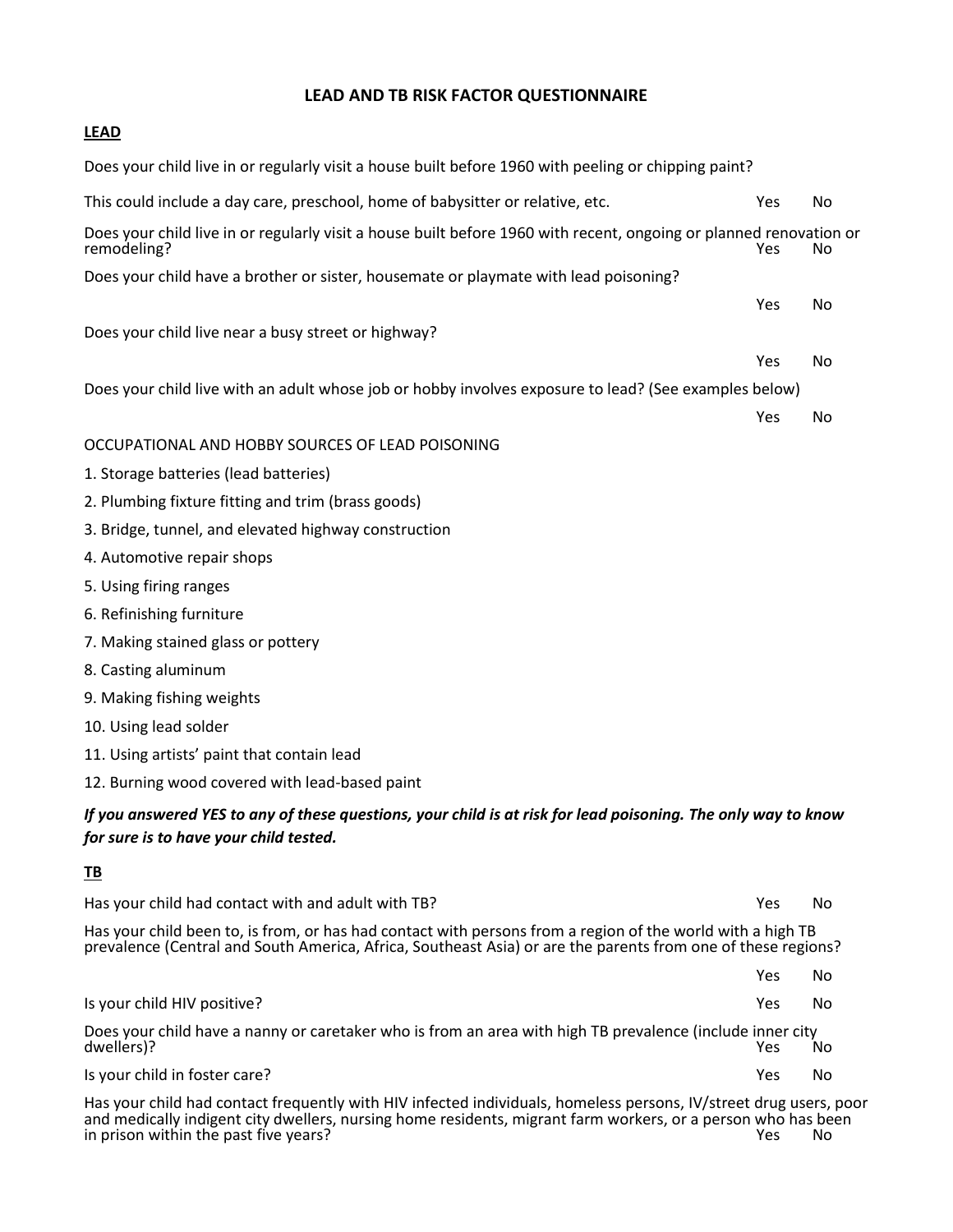# LEAD AND TB RISK FACTOR QUESTIONNAIRE

## LEAD

Does your child live in or regularly visit a house built before 1960 with peeling or chipping paint?

This could include a day care, preschool, home of babysitter or relative, etc. Yes No

Does your child live in or regularly visit a house built before 1960 with recent, ongoing or planned renovation or remodeling? Yes No

Does your child have a brother or sister, housemate or playmate with lead poisoning?

Yes No

Does your child live near a busy street or highway?

Yes No

Does your child live with an adult whose job or hobby involves exposure to lead? (See examples below)

Yes No

OCCUPATIONAL AND HOBBY SOURCES OF LEAD POISONING

1. Storage batteries (lead batteries)
2. Plumbing fixture fitting and trim (brass goods)
3. Bridge, tunnel, and elevated highway construction
4. Automotive repair shops
5. Using firing ranges
6. Refinishing furniture
7. Making stained glass or pottery
8. Casting aluminum
9. Making fishing weights
10. Using lead solder
11. Using artists' paint that contain lead
12. Burning wood covered with lead-based paint

***If you answered YES to any of these questions, your child is at risk for lead poisoning. The only way to know for sure is to have your child tested.***

## TB

Has your child had contact with and adult with TB? Yes No

Has your child been to, is from, or has had contact with persons from a region of the world with a high TB prevalence (Central and South America, Africa, Southeast Asia) or are the parents from one of these regions?

Yes No

Is your child HIV positive? Yes No

Does your child have a nanny or caretaker who is from an area with high TB prevalence (include inner city dwellers)? Yes No

Is your child in foster care? Yes No

Has your child had contact frequently with HIV infected individuals, homeless persons, IV/street drug users, poor and medically indigent city dwellers, nursing home residents, migrant farm workers, or a person who has been in prison within the past five years? Yes No